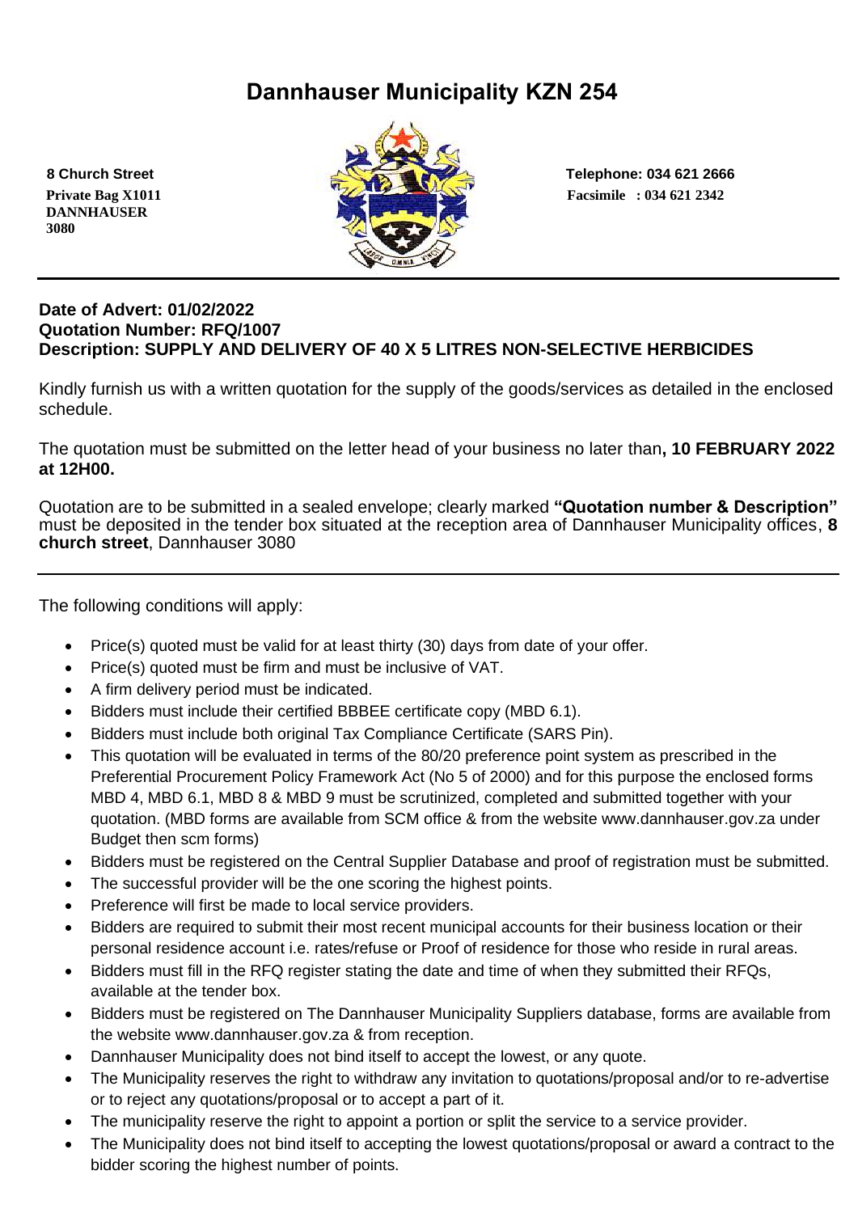# Dannhauser Municipality KZN 254

**8 Church Street**
**Private Bag X1011**
**DANNHAUSER**
**3080**

**Telephone: 034 621 2666**
**Facsimile : 034 621 2342**

---

**Date of Advert: 01/02/2022**
**Quotation Number: RFQ/1007**
**Description: SUPPLY AND DELIVERY OF 40 X 5 LITRES NON-SELECTIVE HERBICIDES**

Kindly furnish us with a written quotation for the supply of the goods/services as detailed in the enclosed schedule.

The quotation must be submitted on the letter head of your business no later than**, 10 FEBRUARY 2022 at 12H00.**

Quotation are to be submitted in a sealed envelope; clearly marked **"Quotation number & Description"** must be deposited in the tender box situated at the reception area of Dannhauser Municipality offices, **8 church street**, Dannhauser 3080

---

The following conditions will apply:

- Price(s) quoted must be valid for at least thirty (30) days from date of your offer.
- Price(s) quoted must be firm and must be inclusive of VAT.
- A firm delivery period must be indicated.
- Bidders must include their certified BBBEE certificate copy (MBD 6.1).
- Bidders must include both original Tax Compliance Certificate (SARS Pin).
- This quotation will be evaluated in terms of the 80/20 preference point system as prescribed in the Preferential Procurement Policy Framework Act (No 5 of 2000) and for this purpose the enclosed forms MBD 4, MBD 6.1, MBD 8 & MBD 9 must be scrutinized, completed and submitted together with your quotation. (MBD forms are available from SCM office & from the website www.dannhauser.gov.za under Budget then scm forms)
- Bidders must be registered on the Central Supplier Database and proof of registration must be submitted.
- The successful provider will be the one scoring the highest points.
- Preference will first be made to local service providers.
- Bidders are required to submit their most recent municipal accounts for their business location or their personal residence account i.e. rates/refuse or Proof of residence for those who reside in rural areas.
- Bidders must fill in the RFQ register stating the date and time of when they submitted their RFQs, available at the tender box.
- Bidders must be registered on The Dannhauser Municipality Suppliers database, forms are available from the website www.dannhauser.gov.za & from reception.
- Dannhauser Municipality does not bind itself to accept the lowest, or any quote.
- The Municipality reserves the right to withdraw any invitation to quotations/proposal and/or to re-advertise or to reject any quotations/proposal or to accept a part of it.
- The municipality reserve the right to appoint a portion or split the service to a service provider.
- The Municipality does not bind itself to accepting the lowest quotations/proposal or award a contract to the bidder scoring the highest number of points.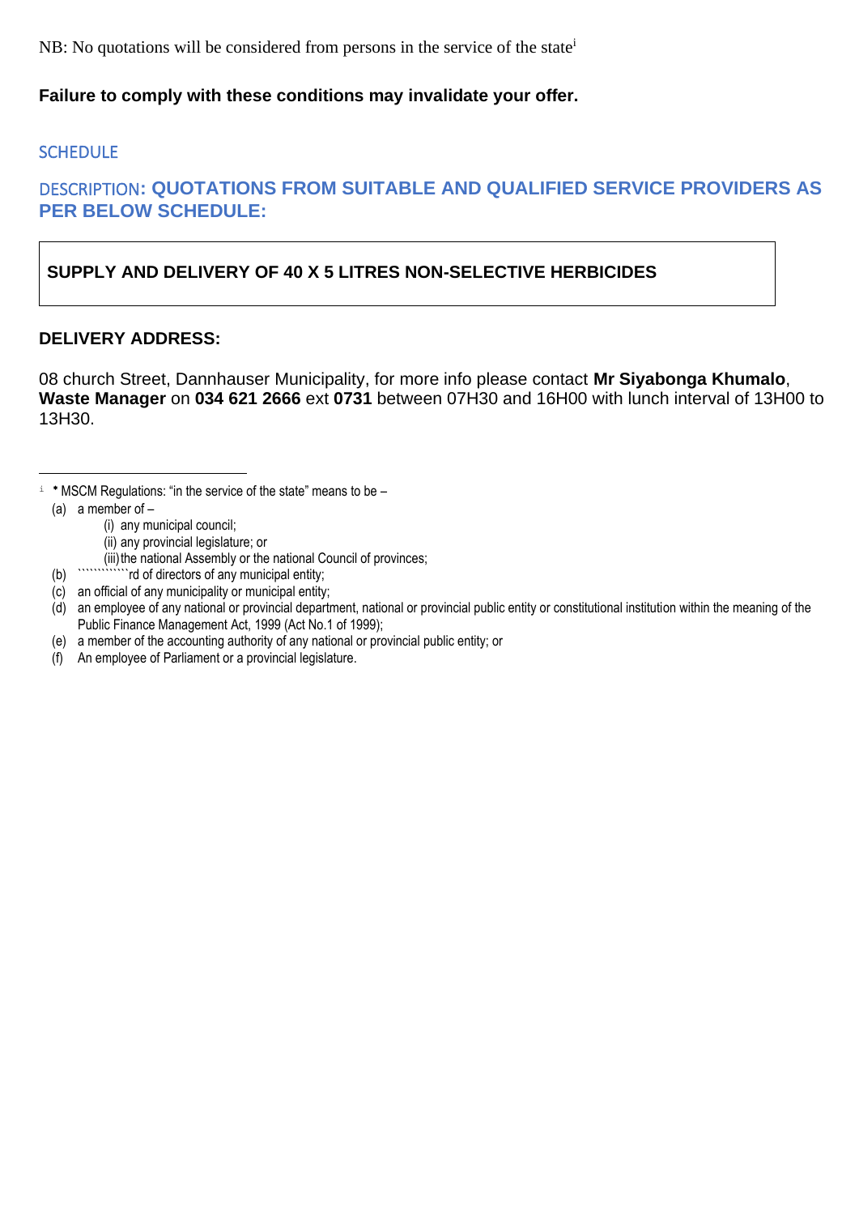NB: No quotations will be considered from persons in the service of the state[i]

**Failure to comply with these conditions may invalidate your offer.**

## SCHEDULE

## DESCRIPTION: QUOTATIONS FROM SUITABLE AND QUALIFIED SERVICE PROVIDERS AS PER BELOW SCHEDULE:

| |
|---|
| **SUPPLY AND DELIVERY OF 40 X 5 LITRES NON-SELECTIVE HERBICIDES** |

**DELIVERY ADDRESS:**

08 church Street, Dannhauser Municipality, for more info please contact **Mr Siyabonga Khumalo**, **Waste Manager** on **034 621 2666** ext **0731** between 07H30 and 16H00 with lunch interval of 13H00 to 13H30.

---

[i] * MSCM Regulations: "in the service of the state" means to be –

(a) a member of –
   (i) any municipal council;
   (ii) any provincial legislature; or
   (iii) the national Assembly or the national Council of provinces;

(b) ````````````rd of directors of any municipal entity;

(c) an official of any municipality or municipal entity;

(d) an employee of any national or provincial department, national or provincial public entity or constitutional institution within the meaning of the Public Finance Management Act, 1999 (Act No.1 of 1999);

(e) a member of the accounting authority of any national or provincial public entity; or

(f) An employee of Parliament or a provincial legislature.